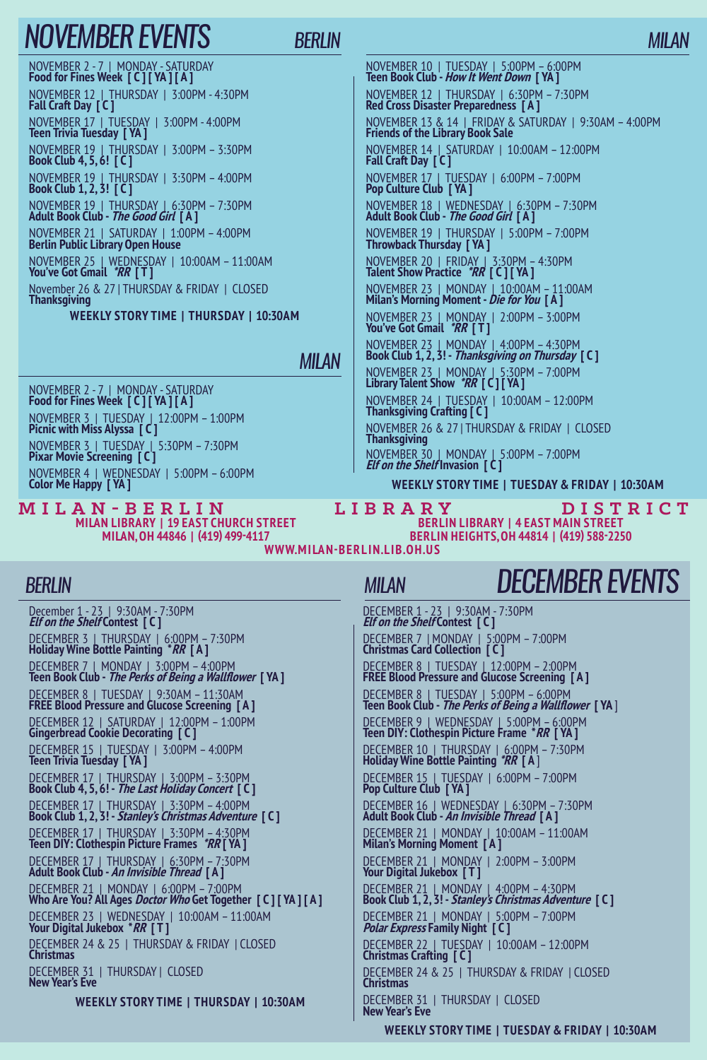# NOVEMBER EVENTS

## BERLIN

NOVEMBER 2 - 7 | MONDAY - SATURDAY
**Food for Fines Week [ C ] [ YA ] [ A ]**

NOVEMBER 12 | THURSDAY | 3:00PM - 4:30PM
**Fall Craft Day [ C ]**

NOVEMBER 17 | TUESDAY | 3:00PM - 4:00PM
**Teen Trivia Tuesday [ YA ]**

NOVEMBER 19 | THURSDAY | 3:00PM – 3:30PM
**Book Club 4, 5, 6! [ C ]**

NOVEMBER 19 | THURSDAY | 3:30PM – 4:00PM
**Book Club 1, 2, 3! [ C ]**

NOVEMBER 19 | THURSDAY | 6:30PM – 7:30PM
**Adult Book Club - *The Good Girl* [ A ]**

NOVEMBER 21 | SATURDAY | 1:00PM – 4:00PM
**Berlin Public Library Open House**

NOVEMBER 25 | WEDNESDAY | 10:00AM – 11:00AM
**You've Got Gmail *\*RR* [ T ]**

November 26 & 27 | THURSDAY & FRIDAY | CLOSED
**Thanksgiving**

**WEEKLY STORY TIME | THURSDAY | 10:30AM**

## MILAN

NOVEMBER 2 - 7 | MONDAY - SATURDAY
**Food for Fines Week [ C ] [ YA ] [ A ]**

NOVEMBER 3 | TUESDAY | 12:00PM – 1:00PM
**Picnic with Miss Alyssa [ C ]**

NOVEMBER 3 | TUESDAY | 5:30PM – 7:30PM
**Pixar Movie Screening [ C ]**

NOVEMBER 4 | WEDNESDAY | 5:00PM – 6:00PM
**Color Me Happy [ YA ]**

NOVEMBER 10 | TUESDAY | 5:00PM – 6:00PM
**Teen Book Club - *How It Went Down* [ YA ]**

NOVEMBER 12 | THURSDAY | 6:30PM – 7:30PM
**Red Cross Disaster Preparedness [ A ]**

NOVEMBER 13 & 14 | FRIDAY & SATURDAY | 9:30AM – 4:00PM
**Friends of the Library Book Sale**

NOVEMBER 14 | SATURDAY | 10:00AM – 12:00PM
**Fall Craft Day [ C ]**

NOVEMBER 17 | TUESDAY | 6:00PM – 7:00PM
**Pop Culture Club [ YA ]**

NOVEMBER 18 | WEDNESDAY | 6:30PM – 7:30PM
**Adult Book Club - *The Good Girl* [ A ]**

NOVEMBER 19 | THURSDAY | 5:00PM – 7:00PM
**Throwback Thursday [ YA ]**

NOVEMBER 20 | FRIDAY | 3:30PM – 4:30PM
**Talent Show Practice *\*RR* [ C ] [ YA ]**

NOVEMBER 23 | MONDAY | 10:00AM – 11:00AM
**Milan's Morning Moment - *Die for You* [ A ]**

NOVEMBER 23 | MONDAY | 2:00PM – 3:00PM
**You've Got Gmail *\*RR* [ T ]**

NOVEMBER 23 | MONDAY | 4:00PM – 4:30PM
**Book Club 1, 2, 3! - *Thanksgiving on Thursday* [ C ]**

NOVEMBER 23 | MONDAY | 5:30PM – 7:00PM
**Library Talent Show *\*RR* [ C ] [ YA ]**

NOVEMBER 24 | TUESDAY | 10:00AM – 12:00PM
**Thanksgiving Crafting [ C ]**

NOVEMBER 26 & 27 | THURSDAY & FRIDAY | CLOSED
**Thanksgiving**

NOVEMBER 30 | MONDAY | 5:00PM – 7:00PM
***Elf on the Shelf* Invasion [ C ]**

**WEEKLY STORY TIME | TUESDAY & FRIDAY | 10:30AM**

---

**MILAN-BERLIN LIBRARY DISTRICT**

**MILAN LIBRARY | 19 EAST CHURCH STREET**
**MILAN, OH 44846 | (419) 499-4117**

**BERLIN LIBRARY | 4 EAST MAIN STREET**
**BERLIN HEIGHTS, OH 44814 | (419) 588-2250**

**WWW.MILAN-BERLIN.LIB.OH.US**

---

# DECEMBER EVENTS

## BERLIN

December 1 - 23 | 9:30AM - 7:30PM
***Elf on the Shelf* Contest [ C ]**

DECEMBER 3 | THURSDAY | 6:00PM – 7:30PM
**Holiday Wine Bottle Painting *\*RR* [ A ]**

DECEMBER 7 | MONDAY | 3:00PM – 4:00PM
**Teen Book Club - *The Perks of Being a Wallflower* [ YA ]**

DECEMBER 8 | TUESDAY | 9:30AM – 11:30AM
**FREE Blood Pressure and Glucose Screening [ A ]**

DECEMBER 12 | SATURDAY | 12:00PM – 1:00PM
**Gingerbread Cookie Decorating [ C ]**

DECEMBER 15 | TUESDAY | 3:00PM – 4:00PM
**Teen Trivia Tuesday [ YA ]**

DECEMBER 17 | THURSDAY | 3:00PM – 3:30PM
**Book Club 4, 5, 6! - *The Last Holiday Concert* [ C ]**

DECEMBER 17 | THURSDAY | 3:30PM – 4:00PM
**Book Club 1, 2, 3! - *Stanley's Christmas Adventure* [ C ]**

DECEMBER 17 | THURSDAY | 3:30PM – 4:30PM
**Teen DIY: Clothespin Picture Frames *\*RR* [ YA ]**

DECEMBER 17 | THURSDAY | 6:30PM – 7:30PM
**Adult Book Club - *An Invisible Thread* [ A ]**

DECEMBER 21 | MONDAY | 6:00PM – 7:00PM
**Who Are You? All Ages *Doctor Who* Get Together [ C ] [ YA ] [ A ]**

DECEMBER 23 | WEDNESDAY | 10:00AM – 11:00AM
**Your Digital Jukebox *\*RR* [ T ]**

DECEMBER 24 & 25 | THURSDAY & FRIDAY | CLOSED
**Christmas**

DECEMBER 31 | THURSDAY | CLOSED
**New Year's Eve**

**WEEKLY STORY TIME | THURSDAY | 10:30AM**

## MILAN

DECEMBER 1 - 23 | 9:30AM - 7:30PM
***Elf on the Shelf* Contest [ C ]**

DECEMBER 7 | MONDAY | 5:00PM – 7:00PM
**Christmas Card Collection [ C ]**

DECEMBER 8 | TUESDAY | 12:00PM – 2:00PM
**FREE Blood Pressure and Glucose Screening [ A ]**

DECEMBER 8 | TUESDAY | 5:00PM – 6:00PM
**Teen Book Club - *The Perks of Being a Wallflower* [ YA ]**

DECEMBER 9 | WEDNESDAY | 5:00PM – 6:00PM
**Teen DIY: Clothespin Picture Frame *\*RR* [ YA ]**

DECEMBER 10 | THURSDAY | 6:00PM – 7:30PM
**Holiday Wine Bottle Painting *\*RR* [ A ]**

DECEMBER 15 | TUESDAY | 6:00PM – 7:00PM
**Pop Culture Club [ YA ]**

DECEMBER 16 | WEDNESDAY | 6:30PM – 7:30PM
**Adult Book Club - *An Invisible Thread* [ A ]**

DECEMBER 21 | MONDAY | 10:00AM – 11:00AM
**Milan's Morning Moment [ A ]**

DECEMBER 21 | MONDAY | 2:00PM – 3:00PM
**Your Digital Jukebox [ T ]**

DECEMBER 21 | MONDAY | 4:00PM – 4:30PM
**Book Club 1, 2, 3! - *Stanley's Christmas Adventure* [ C ]**

DECEMBER 21 | MONDAY | 5:00PM – 7:00PM
***Polar Express* Family Night [ C ]**

DECEMBER 22 | TUESDAY | 10:00AM – 12:00PM
**Christmas Crafting [ C ]**

DECEMBER 24 & 25 | THURSDAY & FRIDAY | CLOSED
**Christmas**

DECEMBER 31 | THURSDAY | CLOSED
**New Year's Eve**

**WEEKLY STORY TIME | TUESDAY & FRIDAY | 10:30AM**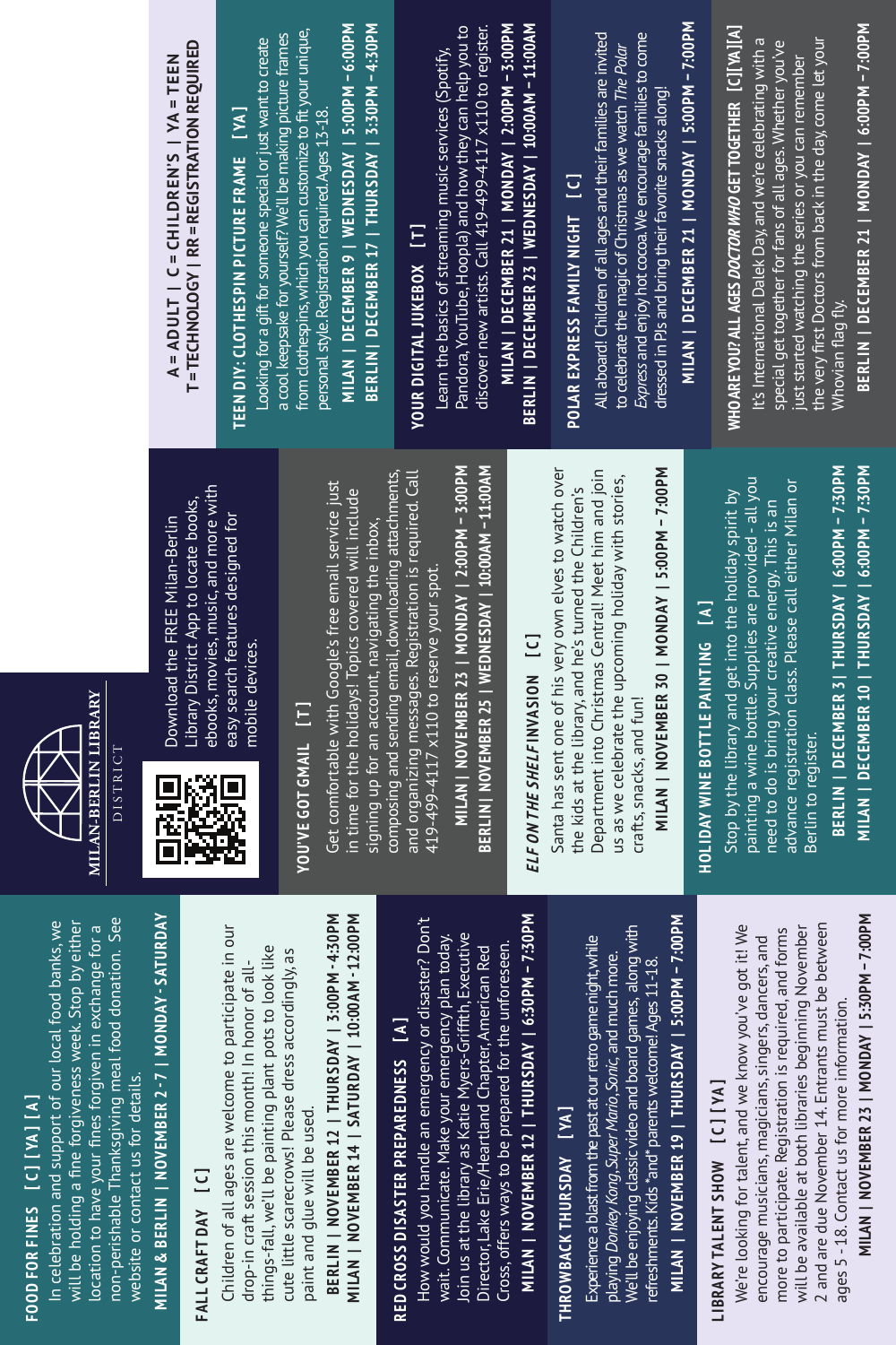## FOOD FOR FINES [C] [YA] [A]

In celebration and support of our local food banks, we will be holding a fine forgiveness week. Stop by either location to have your fines forgiven in exchange for a non-perishable Thanksgiving meal food donation. See website or contact us for details.

**MILAN & BERLIN | NOVEMBER 2 - 7 | MONDAY - SATURDAY**

## FALL CRAFT DAY [C]

Children of all ages are welcome to participate in our drop-in craft session this month! In honor of all-things-fall, we'll be painting plant pots to look like cute little scarecrows! Please dress accordingly, as paint and glue will be used.

**BERLIN | NOVEMBER 12 | THURSDAY | 3:00PM - 4:30PM**
**MILAN | NOVEMBER 14 | SATURDAY | 10:00AM - 12:00PM**

## RED CROSS DISASTER PREPAREDNESS [A]

How would you handle an emergency or disaster? Don't wait. Communicate. Make your emergency plan today. Join us at the library as Katie Myers-Griffith, Executive Director, Lake Erie/Heartland Chapter, American Red Cross, offers ways to be prepared for the unforeseen.

**MILAN | NOVEMBER 12 | THURSDAY | 6:30PM - 7:30PM**

## THROWBACK THURSDAY [YA]

Experience a blast from the past at our retro game night, while playing *Donkey Kong*, *Super Mario*, *Sonic*, and much more. We'll be enjoying classic video and board games, along with refreshments. Kids *and* parents welcome! Ages 11-18.

**MILAN | NOVEMBER 19 | THURSDAY | 5:00PM - 7:00PM**

## LIBRARY TALENT SHOW [C] [YA]

We're looking for talent, and we know you've got it! We encourage musicians, magicians, singers, dancers, and more to participate. Registration is required, and forms will be available at both libraries beginning November 2 and are due November 14. Entrants must be between ages 5 - 18. Contact us for more information.

**MILAN | NOVEMBER 23 | MONDAY | 5:30PM - 7:00PM**

**MILAN-BERLIN LIBRARY DISTRICT**

Download the FREE Milan-Berlin Library District App to locate books, ebooks, movies, music, and more with easy search features designed for mobile devices.

## YOU'VE GOT GMAIL [T]

Get comfortable with Google's free email service just in time for the holidays! Topics covered will include signing up for an account, navigating the inbox, composing and sending email, downloading attachments, and organizing messages. Registration is required. Call 419-499-4117 x110 to reserve your spot.

**MILAN | NOVEMBER 23 | MONDAY | 2:00PM - 3:00PM**
**BERLIN | NOVEMBER 25 | WEDNESDAY | 10:00AM - 11:00AM**

## *ELF ON THE SHELF* INVASION [C]

Santa has sent one of his very own elves to watch over the kids at the library, and he's turned the Children's Department into Christmas Central! Meet him and join us as we celebrate the upcoming holiday with stories, crafts, snacks, and fun!

**MILAN | NOVEMBER 30 | MONDAY | 5:00PM - 7:00PM**

## HOLIDAY WINE BOTTLE PAINTING [A]

Stop by the library and get into the holiday spirit by painting a wine bottle. Supplies are provided - all you need to do is bring your creative energy. This is an advance registration class. Please call either Milan or Berlin to register.

**BERLIN | DECEMBER 3 | THURSDAY | 6:00PM - 7:30PM**
**MILAN | DECEMBER 10 | THURSDAY | 6:00PM - 7:30PM**

**A = ADULT | C = CHILDREN'S | YA = TEEN**
**T = TECHNOLOGY | RR = REGISTRATION REQUIRED**

## TEEN DIY: CLOTHESPIN PICTURE FRAME [YA]

Looking for a gift for someone special or just want to create a cool keepsake for yourself? We'll be making picture frames from clothespins, which you can customize to fit your unique, personal style. Registration required. Ages 13-18.

**MILAN | DECEMBER 9 | WEDNESDAY | 5:00PM - 6:00PM**
**BERLIN | DECEMBER 17 | THURSDAY | 3:30PM - 4:30PM**

## YOUR DIGITAL JUKEBOX [T]

Learn the basics of streaming music services (Spotify, Pandora, YouTube, Hoopla) and how they can help you to discover new artists. Call 419-499-4117 x110 to register.

**MILAN | DECEMBER 21 | MONDAY | 2:00PM - 3:00PM**
**BERLIN | DECEMBER 23 | WEDNESDAY | 10:00AM - 11:00AM**

## POLAR EXPRESS FAMILY NIGHT [C]

All aboard! Children of all ages and their families are invited to celebrate the magic of Christmas as we watch *The Polar Express* and enjoy hot cocoa. We encourage families to come dressed in PJs and bring their favorite snacks along!

**MILAN | DECEMBER 21 | MONDAY | 5:00PM - 7:00PM**

## WHO ARE YOU? ALL AGES *DOCTOR WHO* GET TOGETHER [C][YA][A]

It's International Dalek Day, and we're celebrating with a special get together for fans of all ages. Whether you've just started watching the series or you can remember the very first Doctors from back in the day, come let your Whovian flag fly.

**BERLIN | DECEMBER 21 | MONDAY | 6:00PM - 7:00PM**